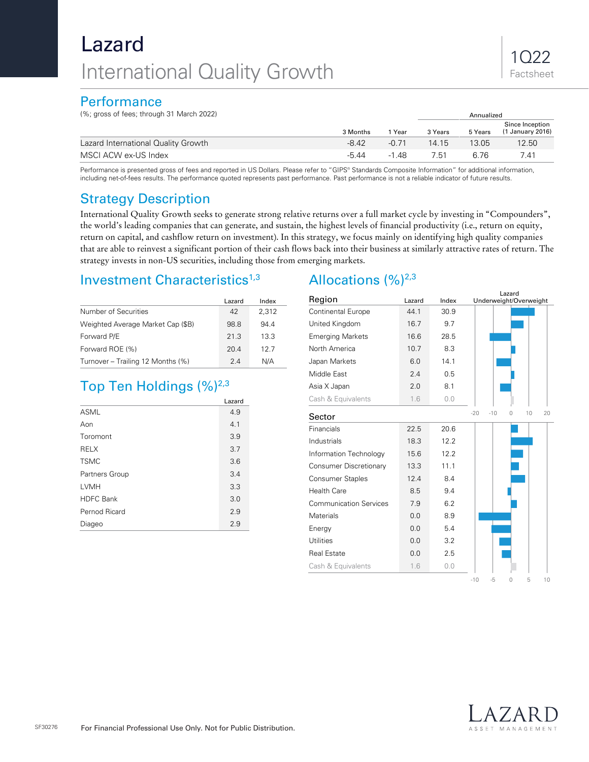# Lazard

## International Quality Growth

1Q22 Factsheet

## Performance

(%; gross of fees; through 31 March 2022)

| | 3 Months | 1 Year | 3 Years (Annualized) | 5 Years (Annualized) | Since Inception (1 January 2016) (Annualized) |
|---|---|---|---|---|---|
| Lazard International Quality Growth | -8.42 | -0.71 | 14.15 | 13.05 | 12.50 |
| MSCI ACW ex-US Index | -5.44 | -1.48 | 7.51 | 6.76 | 7.41 |

Performance is presented gross of fees and reported in US Dollars. Please refer to "GIPS® Standards Composite Information" for additional information, including net-of-fees results. The performance quoted represents past performance. Past performance is not a reliable indicator of future results.

## Strategy Description

International Quality Growth seeks to generate strong relative returns over a full market cycle by investing in "Compounders", the world's leading companies that can generate, and sustain, the highest levels of financial productivity (i.e., return on equity, return on capital, and cashflow return on investment). In this strategy, we focus mainly on identifying high quality companies that are able to reinvest a significant portion of their cash flows back into their business at similarly attractive rates of return. The strategy invests in non-US securities, including those from emerging markets.

## Investment Characteristics[1,3]

| | Lazard | Index |
|---|---|---|
| Number of Securities | 42 | 2,312 |
| Weighted Average Market Cap ($B) | 98.8 | 94.4 |
| Forward P/E | 21.3 | 13.3 |
| Forward ROE (%) | 20.4 | 12.7 |
| Turnover – Trailing 12 Months (%) | 2.4 | N/A |

## Top Ten Holdings (%)[2,3]

| | Lazard |
|---|---|
| ASML | 4.9 |
| Aon | 4.1 |
| Toromont | 3.9 |
| RELX | 3.7 |
| TSMC | 3.6 |
| Partners Group | 3.4 |
| LVMH | 3.3 |
| HDFC Bank | 3.0 |
| Pernod Ricard | 2.9 |
| Diageo | 2.9 |

## Allocations (%)[2,3]

| Region | Lazard | Index |
|---|---|---|
| Continental Europe | 44.1 | 30.9 |
| United Kingdom | 16.7 | 9.7 |
| Emerging Markets | 16.6 | 28.5 |
| North America | 10.7 | 8.3 |
| Japan Markets | 6.0 | 14.1 |
| Middle East | 2.4 | 0.5 |
| Asia X Japan | 2.0 | 8.1 |
| Cash & Equivalents | 1.6 | 0.0 |

| Sector | Lazard | Index |
|---|---|---|
| Financials | 22.5 | 20.6 |
| Industrials | 18.3 | 12.2 |
| Information Technology | 15.6 | 12.2 |
| Consumer Discretionary | 13.3 | 11.1 |
| Consumer Staples | 12.4 | 8.4 |
| Health Care | 8.5 | 9.4 |
| Communication Services | 7.9 | 6.2 |
| Materials | 0.0 | 8.9 |
| Energy | 0.0 | 5.4 |
| Utilities | 0.0 | 3.2 |
| Real Estate | 0.0 | 2.5 |
| Cash & Equivalents | 1.6 | 0.0 |

For Financial Professional Use Only. Not for Public Distribution.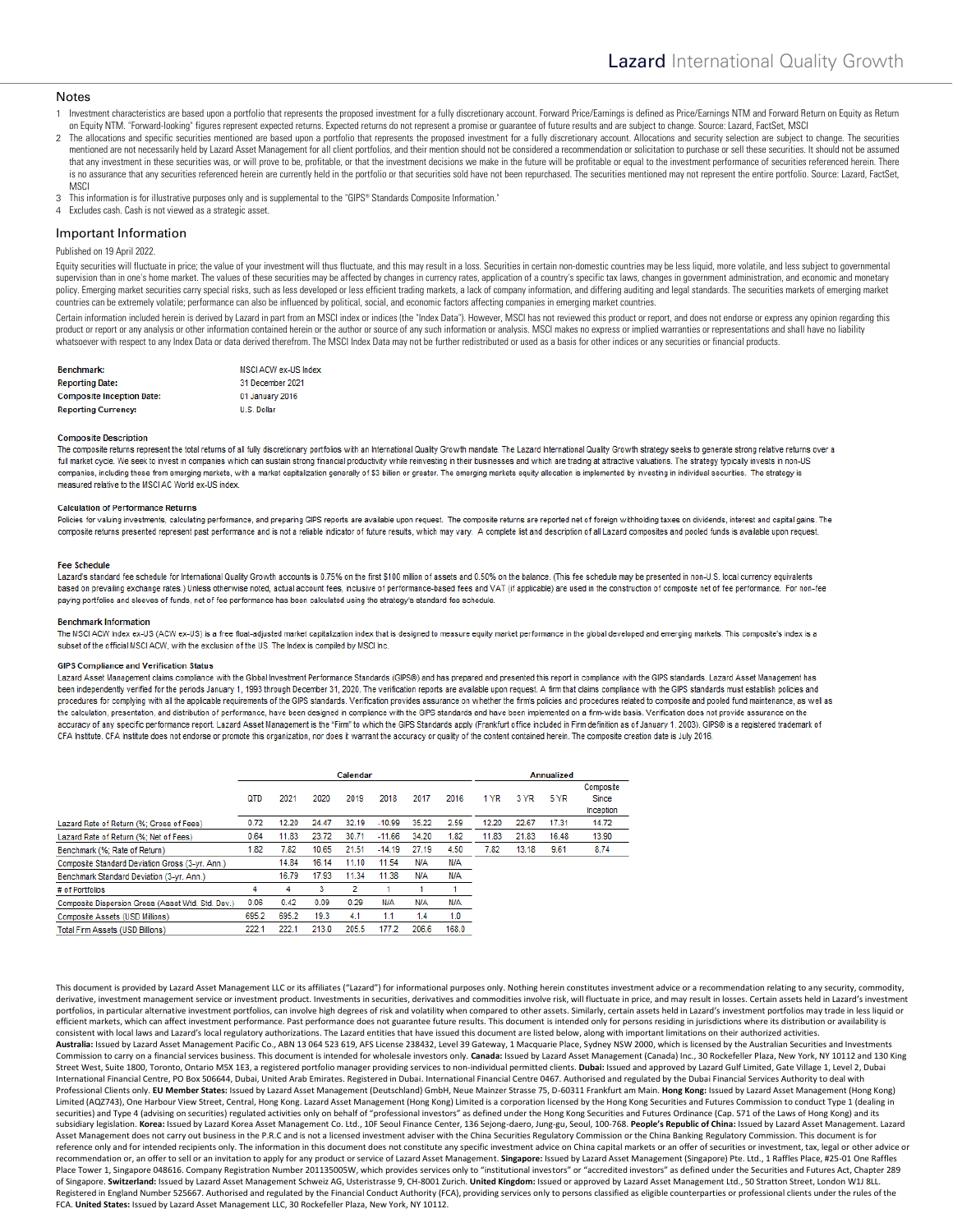## Notes

1. Investment characteristics are based upon a portfolio that represents the proposed investment for a fully discretionary account. Forward Price/Earnings is defined as Price/Earnings NTM and Forward Return on Equity as Return on Equity NTM. "Forward-looking" figures represent expected returns. Expected returns do not represent a promise or guarantee of future results and are subject to change. Source: Lazard, FactSet, MSCI
2. The allocations and specific securities mentioned are based upon a portfolio that represents the proposed investment for a fully discretionary account. Allocations and security selection are subject to change. The securities mentioned are not necessarily held by Lazard Asset Management for all client portfolios, and their mention should not be considered a recommendation or solicitation to purchase or sell these securities. It should not be assumed that any investment in these securities was, or will prove to be, profitable, or that the investment decisions we make in the future will be profitable or equal to the investment performance of securities referenced herein. There is no assurance that any securities referenced herein are currently held in the portfolio or that securities sold have not been repurchased. The securities mentioned may not represent the entire portfolio. Source: Lazard, FactSet, MSCI
3. This information is for illustrative purposes only and is supplemental to the "GIPS® Standards Composite Information."
4. Excludes cash. Cash is not viewed as a strategic asset.

## Important Information

Published on 19 April 2022.

Equity securities will fluctuate in price; the value of your investment will thus fluctuate, and this may result in a loss. Securities in certain non-domestic countries may be less liquid, more volatile, and less subject to governmental supervision than in one's home market. The values of these securities may be affected by changes in currency rates, application of a country's specific tax laws, changes in government administration, and economic and monetary policy. Emerging market securities carry special risks, such as less developed or less efficient trading markets, a lack of company information, and differing auditing and legal standards. The securities markets of emerging market countries can be extremely volatile; performance can also be influenced by political, social, and economic factors affecting companies in emerging market countries.

Certain information included herein is derived by Lazard in part from an MSCI index or indices (the "Index Data"). However, MSCI has not reviewed this product or report, and does not endorse or express any opinion regarding this product or report or any analysis or other information contained herein or the author or source of any such information or analysis. MSCI makes no express or implied warranties or representations and shall have no liability whatsoever with respect to any Index Data or data derived therefrom. The MSCI Index Data may not be further redistributed or used as a basis for other indices or any securities or financial products.

| | |
|---|---|
| **Benchmark:** | MSCI ACW ex-US Index |
| **Reporting Date:** | 31 December 2021 |
| **Composite Inception Date:** | 01 January 2016 |
| **Reporting Currency:** | U.S. Dollar |

**Composite Description**

The composite returns represent the total returns of all fully discretionary portfolios with an International Quality Growth mandate. The Lazard International Quality Growth strategy seeks to generate strong relative returns over a full market cycle. We seek to invest in companies which can sustain strong financial productivity while reinvesting in their businesses and which are trading at attractive valuations. The strategy typically invests in non-US companies, including those from emerging markets, with a market capitalization generally of $3 billion or greater. The emerging markets equity allocation is implemented by investing in individual securities. The strategy is measured relative to the MSCI AC World ex-US index.

**Calculation of Performance Returns**

Policies for valuing investments, calculating performance, and preparing GIPS reports are available upon request. The composite returns are reported net of foreign withholding taxes on dividends, interest and capital gains. The composite returns presented represent past performance and is not a reliable indicator of future results, which may vary. A complete list and description of all Lazard composites and pooled funds is available upon request.

**Fee Schedule**

Lazard's standard fee schedule for International Quality Growth accounts is 0.75% on the first $100 million of assets and 0.50% on the balance. (This fee schedule may be presented in non-U.S. local currency equivalents based on prevailing exchange rates.) Unless otherwise noted, actual account fees, inclusive of performance-based fees and VAT (if applicable) are used in the construction of composite net of fee performance. For non-fee paying portfolios and sleeves of funds, net of fee performance has been calculated using the strategy's standard fee schedule.

**Benchmark Information**

The MSCI ACW Index ex-US (ACW ex-US) is a free float-adjusted market capitalization index that is designed to measure equity market performance in the global developed and emerging markets. This composite's index is a subset of the official MSCI ACW, with the exclusion of the US. The Index is compiled by MSCI Inc.

**GIPS Compliance and Verification Status**

Lazard Asset Management claims compliance with the Global Investment Performance Standards (GIPS®) and has prepared and presented this report in compliance with the GIPS standards. Lazard Asset Management has been independently verified for the periods January 1, 1993 through December 31, 2020. The verification reports are available upon request. A firm that claims compliance with the GIPS standards must establish policies and procedures for complying with all the applicable requirements of the GIPS standards. Verification provides assurance on whether the firm's policies and procedures related to composite and pooled fund maintenance, as well as the calculation, presentation, and distribution of performance, have been designed in compliance with the GIPS standards and have been implemented on a firm-wide basis. Verification does not provide assurance on the accuracy of any specific performance report. Lazard Asset Management is the "Firm" to which the GIPS Standards apply (Frankfurt office included in Firm definition as of January 1, 2003). GIPS® is a registered trademark of CFA Institute. CFA Institute does not endorse or promote this organization, nor does it warrant the accuracy or quality of the content contained herein. The composite creation date is July 2016.

| | Calendar | | | | | | | Annualized | | | |
|---|---|---|---|---|---|---|---|---|---|---|---|
| | QTD | 2021 | 2020 | 2019 | 2018 | 2017 | 2016 | 1 YR | 3 YR | 5 YR | Composite Since Inception |
| Lazard Rate of Return (%; Gross of Fees) | 0.72 | 12.20 | 24.47 | 32.19 | -10.99 | 35.22 | 2.59 | 12.20 | 22.67 | 17.31 | 14.72 |
| Lazard Rate of Return (%; Net of Fees) | 0.64 | 11.83 | 23.72 | 30.71 | -11.66 | 34.20 | 1.82 | 11.83 | 21.83 | 16.48 | 13.90 |
| Benchmark (%; Rate of Return) | 1.82 | 7.82 | 10.65 | 21.51 | -14.19 | 27.19 | 4.50 | 7.82 | 13.18 | 9.61 | 8.74 |
| Composite Standard Deviation Gross (3-yr. Ann.) | | 14.84 | 16.14 | 11.10 | 11.54 | N/A | N/A | | | | |
| Benchmark Standard Deviation (3-yr. Ann.) | | 16.79 | 17.93 | 11.34 | 11.38 | N/A | N/A | | | | |
| # of Portfolios | 4 | 4 | 3 | 2 | 1 | 1 | 1 | | | | |
| Composite Dispersion Gross (Asset Wtd. Std. Dev.) | 0.06 | 0.42 | 0.09 | 0.29 | N/A | N/A | N/A | | | | |
| Composite Assets (USD Millions) | 695.2 | 695.2 | 19.3 | 4.1 | 1.1 | 1.4 | 1.0 | | | | |
| Total Firm Assets (USD Billions) | 222.1 | 222.1 | 213.0 | 205.5 | 177.2 | 206.6 | 168.0 | | | | |

This document is provided by Lazard Asset Management LLC or its affiliates ("Lazard") for informational purposes only. Nothing herein constitutes investment advice or a recommendation relating to any security, commodity, derivative, investment management service or investment product. Investments in securities, derivatives and commodities involve risk, will fluctuate in price, and may result in losses. Certain assets held in Lazard's investment portfolios, in particular alternative investment portfolios, can involve high degrees of risk and volatility when compared to other assets. Similarly, certain assets held in Lazard's investment portfolios may trade in less liquid or efficient markets, which can affect investment performance. Past performance does not guarantee future results. This document is intended only for persons residing in jurisdictions where its distribution or availability is consistent with local laws and Lazard's local regulatory authorizations. The Lazard entities that have issued this document are listed below, along with important limitations on their authorized activities.
**Australia:** Issued by Lazard Asset Management Pacific Co., ABN 13 064 523 619, AFS License 238432, Level 39 Gateway, 1 Macquarie Place, Sydney NSW 2000, which is licensed by the Australian Securities and Investments Commission to carry on a financial services business. This document is intended for wholesale investors only. **Canada:** Issued by Lazard Asset Management (Canada) Inc., 30 Rockefeller Plaza, New York, NY 10112 and 130 King Street West, Suite 1800, Toronto, Ontario M5X 1E3, a registered portfolio manager providing services to non-individual permitted clients. **Dubai:** Issued and approved by Lazard Gulf Limited, Gate Village 1, Level 2, Dubai International Financial Centre, PO Box 506644, Dubai, United Arab Emirates. Registered in Dubai. International Financial Centre 0467. Authorised and regulated by the Dubai Financial Services Authority to deal with Professional Clients only. **EU Member States:** Issued by Lazard Asset Management (Deutschland) GmbH, Neue Mainzer Strasse 75, D-60311 Frankfurt am Main. **Hong Kong:** Issued by Lazard Asset Management (Hong Kong) Limited (AQZ743), One Harbour View Street, Central, Hong Kong. Lazard Asset Management (Hong Kong) Limited is a corporation licensed by the Hong Kong Securities and Futures Commission to conduct Type 1 (dealing in securities) and Type 4 (advising on securities) regulated activities only on behalf of "professional investors" as defined under the Hong Kong Securities and Futures Ordinance (Cap. 571 of the Laws of Hong Kong) and its subsidiary legislation. **Korea:** Issued by Lazard Korea Asset Management Co. Ltd., 10F Seoul Finance Center, 136 Sejong-daero, Jung-gu, Seoul, 100-768. **People's Republic of China:** Issued by Lazard Asset Management. Lazard Asset Management does not carry out business in the P.R.C and is not a licensed investment adviser with the China Securities Regulatory Commission or the China Banking Regulatory Commission. This document is for reference only and for intended recipients only. The information in this document does not constitute any specific investment advice on China capital markets or an offer of securities or investment, tax, legal or other advice or recommendation or, an offer to sell or an invitation to apply for any product or service of Lazard Asset Management. **Singapore:** Issued by Lazard Asset Management (Singapore) Pte. Ltd., 1 Raffles Place, #25-01 One Raffles Place Tower 1, Singapore 048616. Company Registration Number 201135005W, which provides services only to "institutional investors" or "accredited investors" as defined under the Securities and Futures Act, Chapter 289 of Singapore. **Switzerland:** Issued by Lazard Asset Management Schweiz AG, Usteristrasse 9, CH-8001 Zurich. **United Kingdom:** Issued or approved by Lazard Asset Management Ltd., 50 Stratton Street, London W1J 8LL. Registered in England Number 525667. Authorised and regulated by the Financial Conduct Authority (FCA), providing services only to persons classified as eligible counterparties or professional clients under the rules of the FCA. **United States:** Issued by Lazard Asset Management LLC, 30 Rockefeller Plaza, New York, NY 10112.